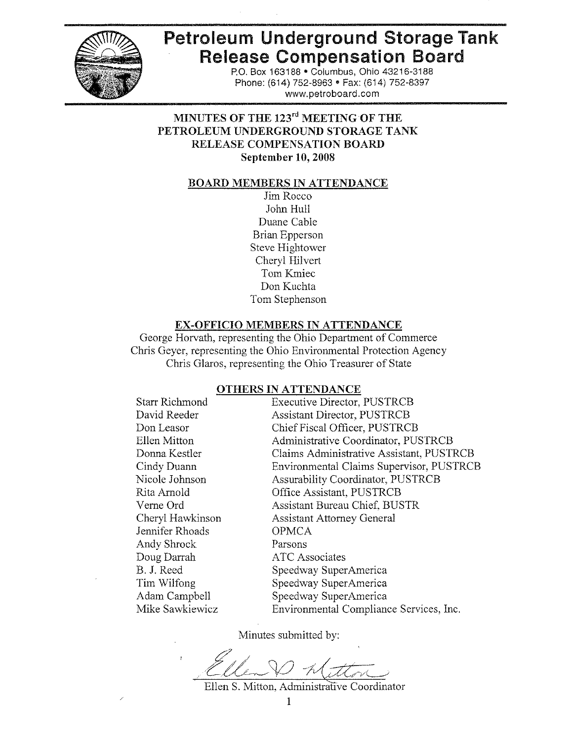# Petroleum Underground Storage Tank Release Compensation Board

P.O. Box 163188 • Columbus, Ohio 43216-3188
Phone: (614) 752-8963 • Fax: (614) 752-8397
www.petroboard.com

## MINUTES OF THE 123rd MEETING OF THE PETROLEUM UNDERGROUND STORAGE TANK RELEASE COMPENSATION BOARD

**September 10, 2008**

### BOARD MEMBERS IN ATTENDANCE

Jim Rocco
John Hull
Duane Cable
Brian Epperson
Steve Hightower
Cheryl Hilvert
Tom Kmiec
Don Kuchta
Tom Stephenson

### EX-OFFICIO MEMBERS IN ATTENDANCE

George Horvath, representing the Ohio Department of Commerce
Chris Geyer, representing the Ohio Environmental Protection Agency
Chris Glaros, representing the Ohio Treasurer of State

### OTHERS IN ATTENDANCE

| | |
|---|---|
| Starr Richmond | Executive Director, PUSTRCB |
| David Reeder | Assistant Director, PUSTRCB |
| Don Leasor | Chief Fiscal Officer, PUSTRCB |
| Ellen Mitton | Administrative Coordinator, PUSTRCB |
| Donna Kestler | Claims Administrative Assistant, PUSTRCB |
| Cindy Duann | Environmental Claims Supervisor, PUSTRCB |
| Nicole Johnson | Assurability Coordinator, PUSTRCB |
| Rita Arnold | Office Assistant, PUSTRCB |
| Verne Ord | Assistant Bureau Chief, BUSTR |
| Cheryl Hawkinson | Assistant Attorney General |
| Jennifer Rhoads | OPMCA |
| Andy Shrock | Parsons |
| Doug Darrah | ATC Associates |
| B. J. Reed | Speedway SuperAmerica |
| Tim Wilfong | Speedway SuperAmerica |
| Adam Campbell | Speedway SuperAmerica |
| Mike Sawkiewicz | Environmental Compliance Services, Inc. |

Minutes submitted by:

Ellen S. Mitton, Administrative Coordinator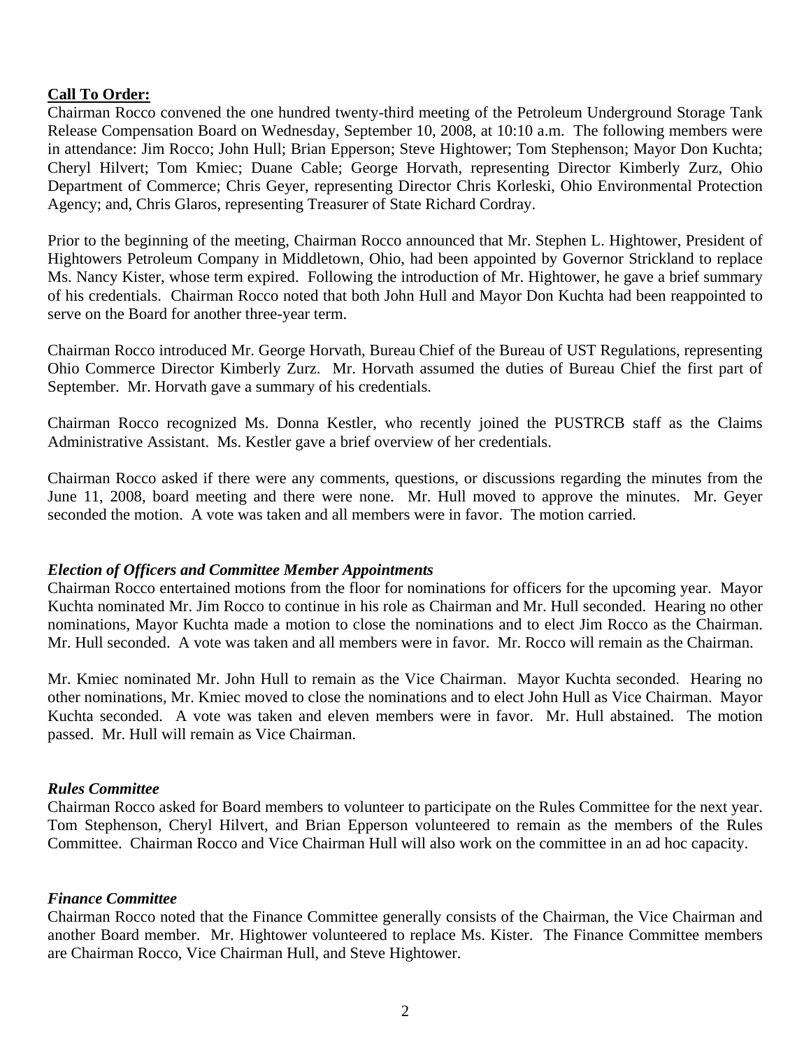**Call To Order:**

Chairman Rocco convened the one hundred twenty-third meeting of the Petroleum Underground Storage Tank Release Compensation Board on Wednesday, September 10, 2008, at 10:10 a.m. The following members were in attendance: Jim Rocco; John Hull; Brian Epperson; Steve Hightower; Tom Stephenson; Mayor Don Kuchta; Cheryl Hilvert; Tom Kmiec; Duane Cable; George Horvath, representing Director Kimberly Zurz, Ohio Department of Commerce; Chris Geyer, representing Director Chris Korleski, Ohio Environmental Protection Agency; and, Chris Glaros, representing Treasurer of State Richard Cordray.

Prior to the beginning of the meeting, Chairman Rocco announced that Mr. Stephen L. Hightower, President of Hightowers Petroleum Company in Middletown, Ohio, had been appointed by Governor Strickland to replace Ms. Nancy Kister, whose term expired. Following the introduction of Mr. Hightower, he gave a brief summary of his credentials. Chairman Rocco noted that both John Hull and Mayor Don Kuchta had been reappointed to serve on the Board for another three-year term.

Chairman Rocco introduced Mr. George Horvath, Bureau Chief of the Bureau of UST Regulations, representing Ohio Commerce Director Kimberly Zurz. Mr. Horvath assumed the duties of Bureau Chief the first part of September. Mr. Horvath gave a summary of his credentials.

Chairman Rocco recognized Ms. Donna Kestler, who recently joined the PUSTRCB staff as the Claims Administrative Assistant. Ms. Kestler gave a brief overview of her credentials.

Chairman Rocco asked if there were any comments, questions, or discussions regarding the minutes from the June 11, 2008, board meeting and there were none. Mr. Hull moved to approve the minutes. Mr. Geyer seconded the motion. A vote was taken and all members were in favor. The motion carried.

***Election of Officers and Committee Member Appointments***

Chairman Rocco entertained motions from the floor for nominations for officers for the upcoming year. Mayor Kuchta nominated Mr. Jim Rocco to continue in his role as Chairman and Mr. Hull seconded. Hearing no other nominations, Mayor Kuchta made a motion to close the nominations and to elect Jim Rocco as the Chairman. Mr. Hull seconded. A vote was taken and all members were in favor. Mr. Rocco will remain as the Chairman.

Mr. Kmiec nominated Mr. John Hull to remain as the Vice Chairman. Mayor Kuchta seconded. Hearing no other nominations, Mr. Kmiec moved to close the nominations and to elect John Hull as Vice Chairman. Mayor Kuchta seconded. A vote was taken and eleven members were in favor. Mr. Hull abstained. The motion passed. Mr. Hull will remain as Vice Chairman.

***Rules Committee***

Chairman Rocco asked for Board members to volunteer to participate on the Rules Committee for the next year. Tom Stephenson, Cheryl Hilvert, and Brian Epperson volunteered to remain as the members of the Rules Committee. Chairman Rocco and Vice Chairman Hull will also work on the committee in an ad hoc capacity.

***Finance Committee***

Chairman Rocco noted that the Finance Committee generally consists of the Chairman, the Vice Chairman and another Board member. Mr. Hightower volunteered to replace Ms. Kister. The Finance Committee members are Chairman Rocco, Vice Chairman Hull, and Steve Hightower.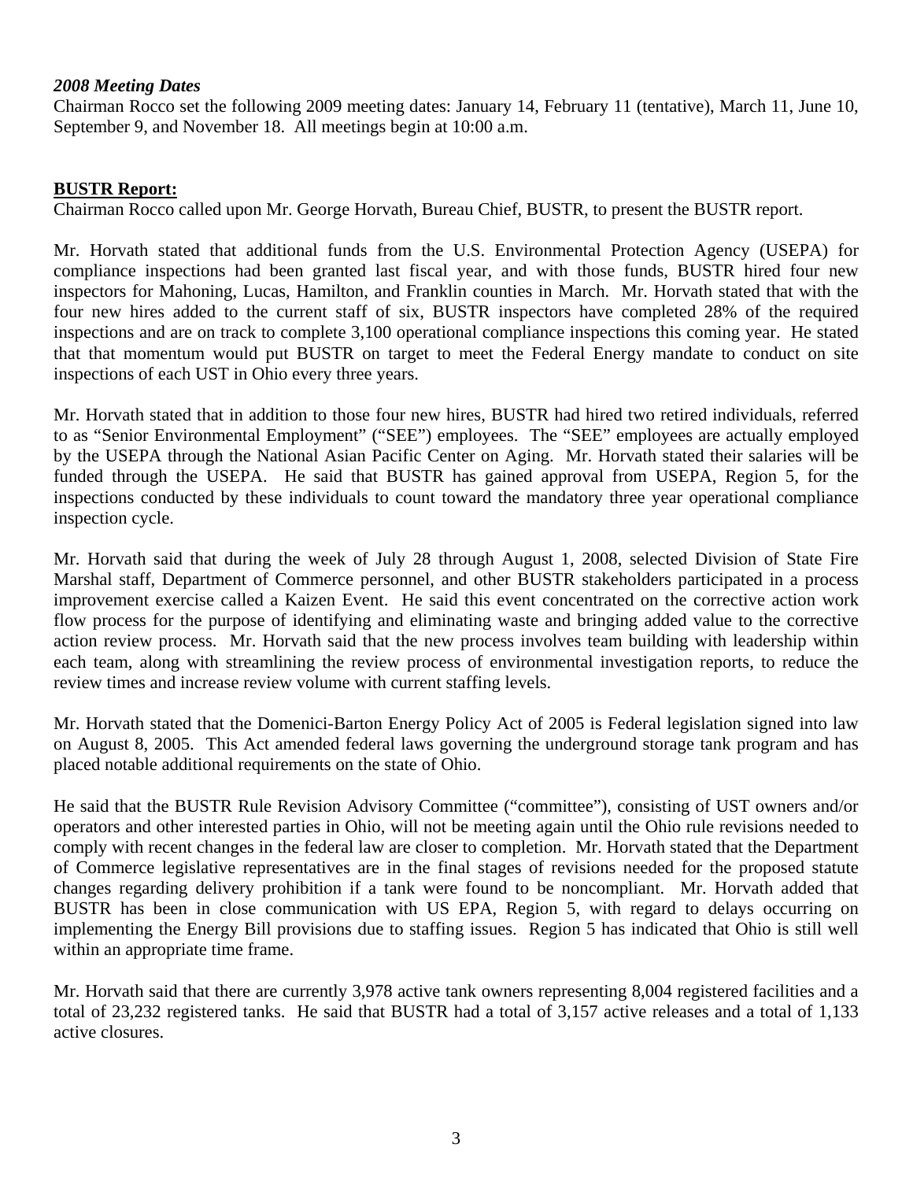*2008 Meeting Dates*
Chairman Rocco set the following 2009 meeting dates: January 14, February 11 (tentative), March 11, June 10, September 9, and November 18. All meetings begin at 10:00 a.m.

**BUSTR Report:**
Chairman Rocco called upon Mr. George Horvath, Bureau Chief, BUSTR, to present the BUSTR report.

Mr. Horvath stated that additional funds from the U.S. Environmental Protection Agency (USEPA) for compliance inspections had been granted last fiscal year, and with those funds, BUSTR hired four new inspectors for Mahoning, Lucas, Hamilton, and Franklin counties in March. Mr. Horvath stated that with the four new hires added to the current staff of six, BUSTR inspectors have completed 28% of the required inspections and are on track to complete 3,100 operational compliance inspections this coming year. He stated that that momentum would put BUSTR on target to meet the Federal Energy mandate to conduct on site inspections of each UST in Ohio every three years.

Mr. Horvath stated that in addition to those four new hires, BUSTR had hired two retired individuals, referred to as "Senior Environmental Employment" ("SEE") employees. The "SEE" employees are actually employed by the USEPA through the National Asian Pacific Center on Aging. Mr. Horvath stated their salaries will be funded through the USEPA. He said that BUSTR has gained approval from USEPA, Region 5, for the inspections conducted by these individuals to count toward the mandatory three year operational compliance inspection cycle.

Mr. Horvath said that during the week of July 28 through August 1, 2008, selected Division of State Fire Marshal staff, Department of Commerce personnel, and other BUSTR stakeholders participated in a process improvement exercise called a Kaizen Event. He said this event concentrated on the corrective action work flow process for the purpose of identifying and eliminating waste and bringing added value to the corrective action review process. Mr. Horvath said that the new process involves team building with leadership within each team, along with streamlining the review process of environmental investigation reports, to reduce the review times and increase review volume with current staffing levels.

Mr. Horvath stated that the Domenici-Barton Energy Policy Act of 2005 is Federal legislation signed into law on August 8, 2005. This Act amended federal laws governing the underground storage tank program and has placed notable additional requirements on the state of Ohio.

He said that the BUSTR Rule Revision Advisory Committee ("committee"), consisting of UST owners and/or operators and other interested parties in Ohio, will not be meeting again until the Ohio rule revisions needed to comply with recent changes in the federal law are closer to completion. Mr. Horvath stated that the Department of Commerce legislative representatives are in the final stages of revisions needed for the proposed statute changes regarding delivery prohibition if a tank were found to be noncompliant. Mr. Horvath added that BUSTR has been in close communication with US EPA, Region 5, with regard to delays occurring on implementing the Energy Bill provisions due to staffing issues. Region 5 has indicated that Ohio is still well within an appropriate time frame.

Mr. Horvath said that there are currently 3,978 active tank owners representing 8,004 registered facilities and a total of 23,232 registered tanks. He said that BUSTR had a total of 3,157 active releases and a total of 1,133 active closures.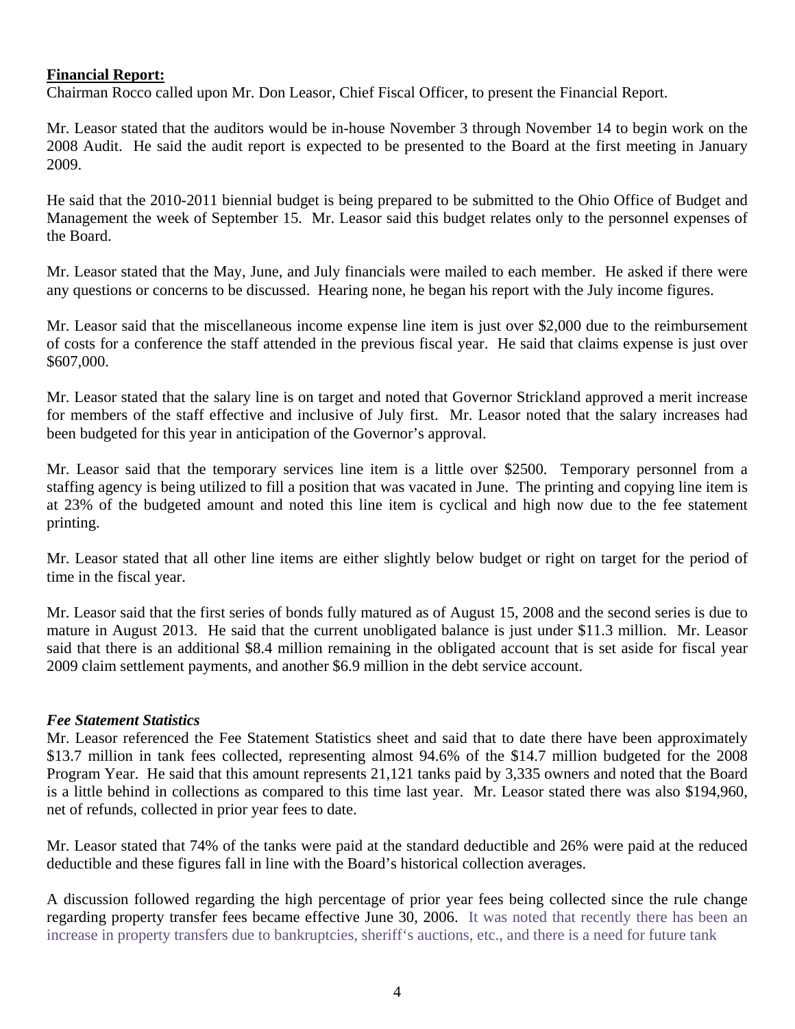**Financial Report:**

Chairman Rocco called upon Mr. Don Leasor, Chief Fiscal Officer, to present the Financial Report.

Mr. Leasor stated that the auditors would be in-house November 3 through November 14 to begin work on the 2008 Audit. He said the audit report is expected to be presented to the Board at the first meeting in January 2009.

He said that the 2010-2011 biennial budget is being prepared to be submitted to the Ohio Office of Budget and Management the week of September 15. Mr. Leasor said this budget relates only to the personnel expenses of the Board.

Mr. Leasor stated that the May, June, and July financials were mailed to each member. He asked if there were any questions or concerns to be discussed. Hearing none, he began his report with the July income figures.

Mr. Leasor said that the miscellaneous income expense line item is just over $2,000 due to the reimbursement of costs for a conference the staff attended in the previous fiscal year. He said that claims expense is just over $607,000.

Mr. Leasor stated that the salary line is on target and noted that Governor Strickland approved a merit increase for members of the staff effective and inclusive of July first. Mr. Leasor noted that the salary increases had been budgeted for this year in anticipation of the Governor's approval.

Mr. Leasor said that the temporary services line item is a little over $2500. Temporary personnel from a staffing agency is being utilized to fill a position that was vacated in June. The printing and copying line item is at 23% of the budgeted amount and noted this line item is cyclical and high now due to the fee statement printing.

Mr. Leasor stated that all other line items are either slightly below budget or right on target for the period of time in the fiscal year.

Mr. Leasor said that the first series of bonds fully matured as of August 15, 2008 and the second series is due to mature in August 2013. He said that the current unobligated balance is just under $11.3 million. Mr. Leasor said that there is an additional $8.4 million remaining in the obligated account that is set aside for fiscal year 2009 claim settlement payments, and another $6.9 million in the debt service account.

***Fee Statement Statistics***

Mr. Leasor referenced the Fee Statement Statistics sheet and said that to date there have been approximately $13.7 million in tank fees collected, representing almost 94.6% of the $14.7 million budgeted for the 2008 Program Year. He said that this amount represents 21,121 tanks paid by 3,335 owners and noted that the Board is a little behind in collections as compared to this time last year. Mr. Leasor stated there was also $194,960, net of refunds, collected in prior year fees to date.

Mr. Leasor stated that 74% of the tanks were paid at the standard deductible and 26% were paid at the reduced deductible and these figures fall in line with the Board's historical collection averages.

A discussion followed regarding the high percentage of prior year fees being collected since the rule change regarding property transfer fees became effective June 30, 2006. It was noted that recently there has been an increase in property transfers due to bankruptcies, sheriff's auctions, etc., and there is a need for future tank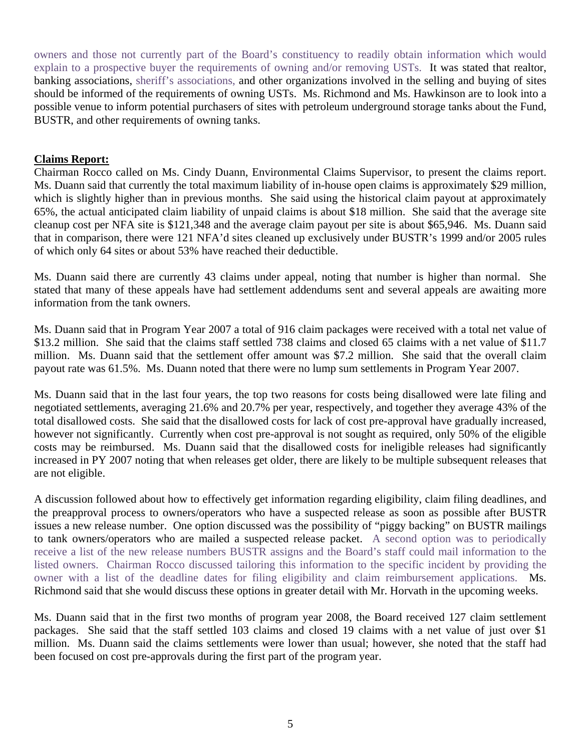owners and those not currently part of the Board's constituency to readily obtain information which would explain to a prospective buyer the requirements of owning and/or removing USTs. It was stated that realtor, banking associations, sheriff's associations, and other organizations involved in the selling and buying of sites should be informed of the requirements of owning USTs. Ms. Richmond and Ms. Hawkinson are to look into a possible venue to inform potential purchasers of sites with petroleum underground storage tanks about the Fund, BUSTR, and other requirements of owning tanks.

**Claims Report:**

Chairman Rocco called on Ms. Cindy Duann, Environmental Claims Supervisor, to present the claims report. Ms. Duann said that currently the total maximum liability of in-house open claims is approximately $29 million, which is slightly higher than in previous months. She said using the historical claim payout at approximately 65%, the actual anticipated claim liability of unpaid claims is about $18 million. She said that the average site cleanup cost per NFA site is $121,348 and the average claim payout per site is about $65,946. Ms. Duann said that in comparison, there were 121 NFA'd sites cleaned up exclusively under BUSTR's 1999 and/or 2005 rules of which only 64 sites or about 53% have reached their deductible.

Ms. Duann said there are currently 43 claims under appeal, noting that number is higher than normal. She stated that many of these appeals have had settlement addendums sent and several appeals are awaiting more information from the tank owners.

Ms. Duann said that in Program Year 2007 a total of 916 claim packages were received with a total net value of $13.2 million. She said that the claims staff settled 738 claims and closed 65 claims with a net value of $11.7 million. Ms. Duann said that the settlement offer amount was $7.2 million. She said that the overall claim payout rate was 61.5%. Ms. Duann noted that there were no lump sum settlements in Program Year 2007.

Ms. Duann said that in the last four years, the top two reasons for costs being disallowed were late filing and negotiated settlements, averaging 21.6% and 20.7% per year, respectively, and together they average 43% of the total disallowed costs. She said that the disallowed costs for lack of cost pre-approval have gradually increased, however not significantly. Currently when cost pre-approval is not sought as required, only 50% of the eligible costs may be reimbursed. Ms. Duann said that the disallowed costs for ineligible releases had significantly increased in PY 2007 noting that when releases get older, there are likely to be multiple subsequent releases that are not eligible.

A discussion followed about how to effectively get information regarding eligibility, claim filing deadlines, and the preapproval process to owners/operators who have a suspected release as soon as possible after BUSTR issues a new release number. One option discussed was the possibility of "piggy backing" on BUSTR mailings to tank owners/operators who are mailed a suspected release packet. A second option was to periodically receive a list of the new release numbers BUSTR assigns and the Board's staff could mail information to the listed owners. Chairman Rocco discussed tailoring this information to the specific incident by providing the owner with a list of the deadline dates for filing eligibility and claim reimbursement applications. Ms. Richmond said that she would discuss these options in greater detail with Mr. Horvath in the upcoming weeks.

Ms. Duann said that in the first two months of program year 2008, the Board received 127 claim settlement packages. She said that the staff settled 103 claims and closed 19 claims with a net value of just over $1 million. Ms. Duann said the claims settlements were lower than usual; however, she noted that the staff had been focused on cost pre-approvals during the first part of the program year.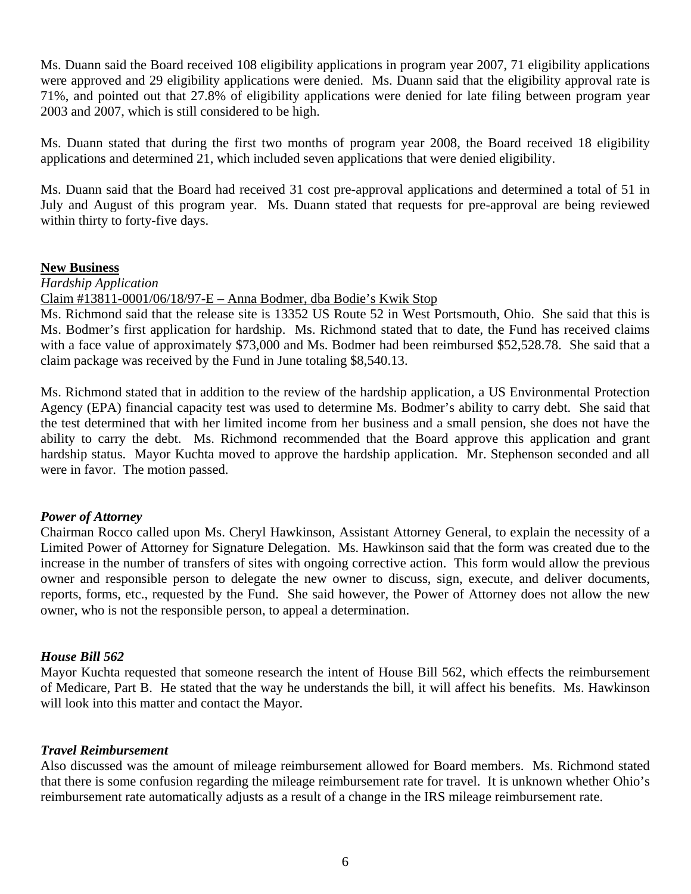Ms. Duann said the Board received 108 eligibility applications in program year 2007, 71 eligibility applications were approved and 29 eligibility applications were denied. Ms. Duann said that the eligibility approval rate is 71%, and pointed out that 27.8% of eligibility applications were denied for late filing between program year 2003 and 2007, which is still considered to be high.

Ms. Duann stated that during the first two months of program year 2008, the Board received 18 eligibility applications and determined 21, which included seven applications that were denied eligibility.

Ms. Duann said that the Board had received 31 cost pre-approval applications and determined a total of 51 in July and August of this program year. Ms. Duann stated that requests for pre-approval are being reviewed within thirty to forty-five days.

## New Business

*Hardship Application*

Claim #13811-0001/06/18/97-E – Anna Bodmer, dba Bodie's Kwik Stop

Ms. Richmond said that the release site is 13352 US Route 52 in West Portsmouth, Ohio. She said that this is Ms. Bodmer's first application for hardship. Ms. Richmond stated that to date, the Fund has received claims with a face value of approximately $73,000 and Ms. Bodmer had been reimbursed $52,528.78. She said that a claim package was received by the Fund in June totaling $8,540.13.

Ms. Richmond stated that in addition to the review of the hardship application, a US Environmental Protection Agency (EPA) financial capacity test was used to determine Ms. Bodmer's ability to carry debt. She said that the test determined that with her limited income from her business and a small pension, she does not have the ability to carry the debt. Ms. Richmond recommended that the Board approve this application and grant hardship status. Mayor Kuchta moved to approve the hardship application. Mr. Stephenson seconded and all were in favor. The motion passed.

### *Power of Attorney*

Chairman Rocco called upon Ms. Cheryl Hawkinson, Assistant Attorney General, to explain the necessity of a Limited Power of Attorney for Signature Delegation. Ms. Hawkinson said that the form was created due to the increase in the number of transfers of sites with ongoing corrective action. This form would allow the previous owner and responsible person to delegate the new owner to discuss, sign, execute, and deliver documents, reports, forms, etc., requested by the Fund. She said however, the Power of Attorney does not allow the new owner, who is not the responsible person, to appeal a determination.

### *House Bill 562*

Mayor Kuchta requested that someone research the intent of House Bill 562, which effects the reimbursement of Medicare, Part B. He stated that the way he understands the bill, it will affect his benefits. Ms. Hawkinson will look into this matter and contact the Mayor.

### *Travel Reimbursement*

Also discussed was the amount of mileage reimbursement allowed for Board members. Ms. Richmond stated that there is some confusion regarding the mileage reimbursement rate for travel. It is unknown whether Ohio's reimbursement rate automatically adjusts as a result of a change in the IRS mileage reimbursement rate.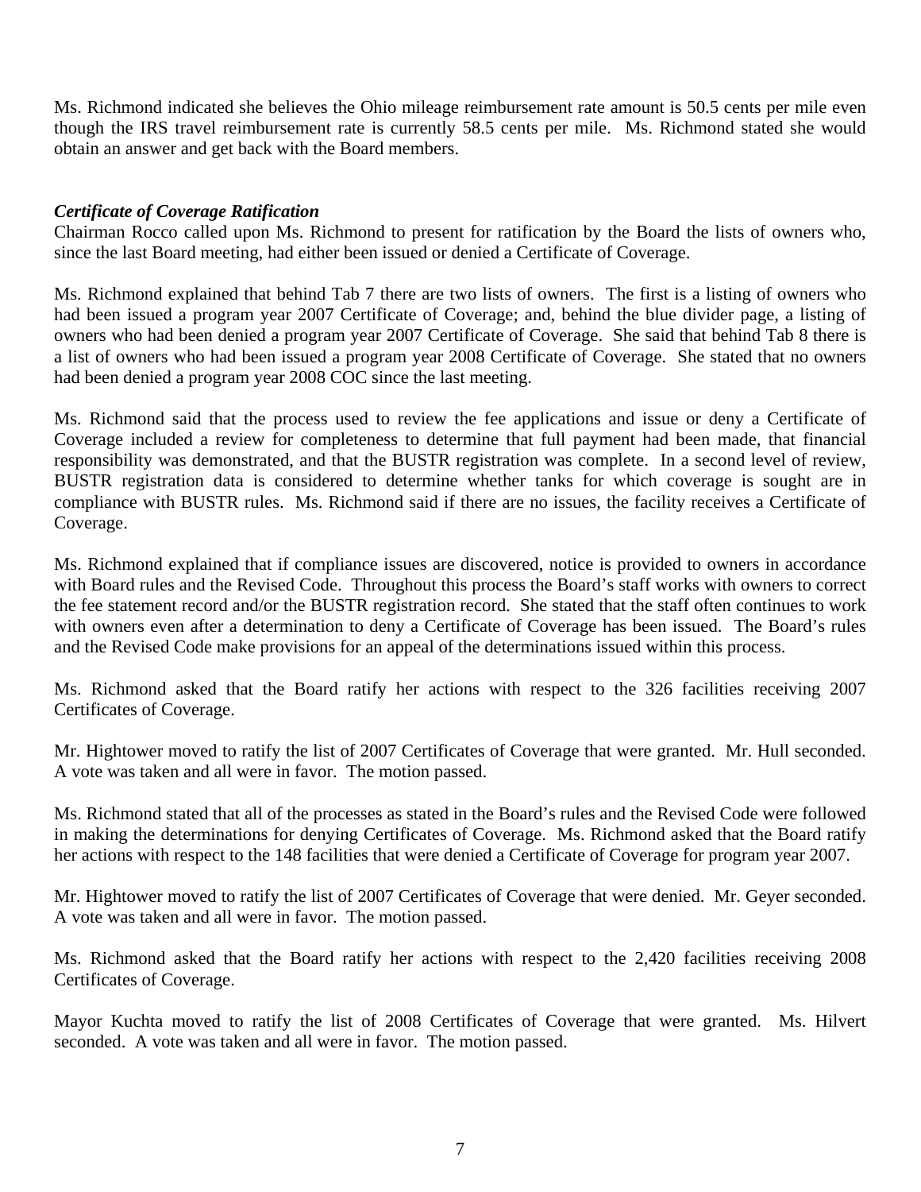Ms. Richmond indicated she believes the Ohio mileage reimbursement rate amount is 50.5 cents per mile even though the IRS travel reimbursement rate is currently 58.5 cents per mile. Ms. Richmond stated she would obtain an answer and get back with the Board members.

***Certificate of Coverage Ratification***

Chairman Rocco called upon Ms. Richmond to present for ratification by the Board the lists of owners who, since the last Board meeting, had either been issued or denied a Certificate of Coverage.

Ms. Richmond explained that behind Tab 7 there are two lists of owners. The first is a listing of owners who had been issued a program year 2007 Certificate of Coverage; and, behind the blue divider page, a listing of owners who had been denied a program year 2007 Certificate of Coverage. She said that behind Tab 8 there is a list of owners who had been issued a program year 2008 Certificate of Coverage. She stated that no owners had been denied a program year 2008 COC since the last meeting.

Ms. Richmond said that the process used to review the fee applications and issue or deny a Certificate of Coverage included a review for completeness to determine that full payment had been made, that financial responsibility was demonstrated, and that the BUSTR registration was complete. In a second level of review, BUSTR registration data is considered to determine whether tanks for which coverage is sought are in compliance with BUSTR rules. Ms. Richmond said if there are no issues, the facility receives a Certificate of Coverage.

Ms. Richmond explained that if compliance issues are discovered, notice is provided to owners in accordance with Board rules and the Revised Code. Throughout this process the Board's staff works with owners to correct the fee statement record and/or the BUSTR registration record. She stated that the staff often continues to work with owners even after a determination to deny a Certificate of Coverage has been issued. The Board's rules and the Revised Code make provisions for an appeal of the determinations issued within this process.

Ms. Richmond asked that the Board ratify her actions with respect to the 326 facilities receiving 2007 Certificates of Coverage.

Mr. Hightower moved to ratify the list of 2007 Certificates of Coverage that were granted. Mr. Hull seconded. A vote was taken and all were in favor. The motion passed.

Ms. Richmond stated that all of the processes as stated in the Board's rules and the Revised Code were followed in making the determinations for denying Certificates of Coverage. Ms. Richmond asked that the Board ratify her actions with respect to the 148 facilities that were denied a Certificate of Coverage for program year 2007.

Mr. Hightower moved to ratify the list of 2007 Certificates of Coverage that were denied. Mr. Geyer seconded. A vote was taken and all were in favor. The motion passed.

Ms. Richmond asked that the Board ratify her actions with respect to the 2,420 facilities receiving 2008 Certificates of Coverage.

Mayor Kuchta moved to ratify the list of 2008 Certificates of Coverage that were granted. Ms. Hilvert seconded. A vote was taken and all were in favor. The motion passed.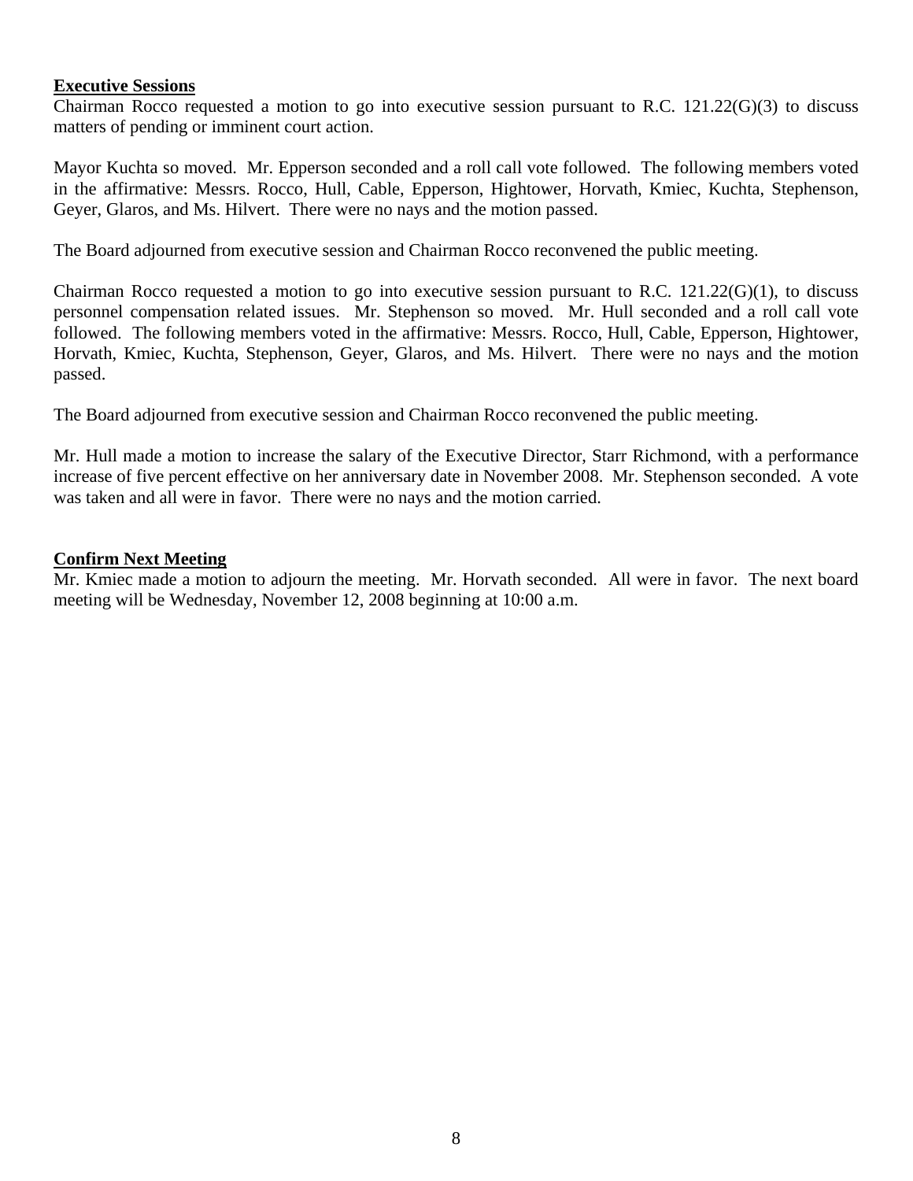**Executive Sessions**
Chairman Rocco requested a motion to go into executive session pursuant to R.C. 121.22(G)(3) to discuss matters of pending or imminent court action.

Mayor Kuchta so moved. Mr. Epperson seconded and a roll call vote followed. The following members voted in the affirmative: Messrs. Rocco, Hull, Cable, Epperson, Hightower, Horvath, Kmiec, Kuchta, Stephenson, Geyer, Glaros, and Ms. Hilvert. There were no nays and the motion passed.

The Board adjourned from executive session and Chairman Rocco reconvened the public meeting.

Chairman Rocco requested a motion to go into executive session pursuant to R.C. 121.22(G)(1), to discuss personnel compensation related issues. Mr. Stephenson so moved. Mr. Hull seconded and a roll call vote followed. The following members voted in the affirmative: Messrs. Rocco, Hull, Cable, Epperson, Hightower, Horvath, Kmiec, Kuchta, Stephenson, Geyer, Glaros, and Ms. Hilvert. There were no nays and the motion passed.

The Board adjourned from executive session and Chairman Rocco reconvened the public meeting.

Mr. Hull made a motion to increase the salary of the Executive Director, Starr Richmond, with a performance increase of five percent effective on her anniversary date in November 2008. Mr. Stephenson seconded. A vote was taken and all were in favor. There were no nays and the motion carried.

**Confirm Next Meeting**
Mr. Kmiec made a motion to adjourn the meeting. Mr. Horvath seconded. All were in favor. The next board meeting will be Wednesday, November 12, 2008 beginning at 10:00 a.m.